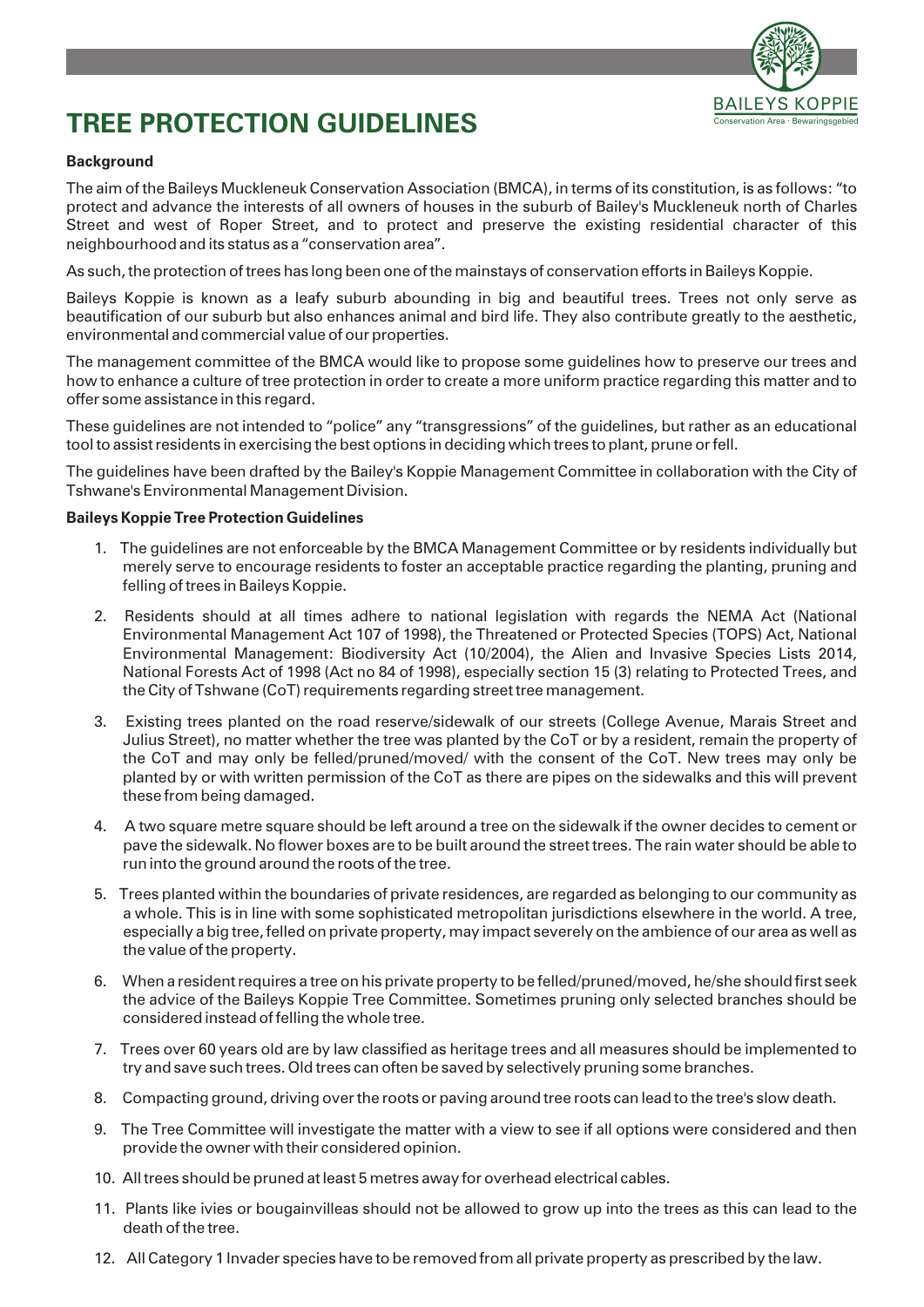# TREE PROTECTION GUIDELINES

BAILEYS KOPPIE
Conservation Area · Bewaringsgebied

**Background**

The aim of the Baileys Muckleneuk Conservation Association (BMCA), in terms of its constitution, is as follows: "to protect and advance the interests of all owners of houses in the suburb of Bailey's Muckleneuk north of Charles Street and west of Roper Street, and to protect and preserve the existing residential character of this neighbourhood and its status as a "conservation area".

As such, the protection of trees has long been one of the mainstays of conservation efforts in Baileys Koppie.

Baileys Koppie is known as a leafy suburb abounding in big and beautiful trees. Trees not only serve as beautification of our suburb but also enhances animal and bird life. They also contribute greatly to the aesthetic, environmental and commercial value of our properties.

The management committee of the BMCA would like to propose some guidelines how to preserve our trees and how to enhance a culture of tree protection in order to create a more uniform practice regarding this matter and to offer some assistance in this regard.

These guidelines are not intended to "police" any "transgressions" of the guidelines, but rather as an educational tool to assist residents in exercising the best options in deciding which trees to plant, prune or fell.

The guidelines have been drafted by the Bailey's Koppie Management Committee in collaboration with the City of Tshwane's Environmental Management Division.

**Baileys Koppie Tree Protection Guidelines**

1. The guidelines are not enforceable by the BMCA Management Committee or by residents individually but merely serve to encourage residents to foster an acceptable practice regarding the planting, pruning and felling of trees in Baileys Koppie.
2. Residents should at all times adhere to national legislation with regards the NEMA Act (National Environmental Management Act 107 of 1998), the Threatened or Protected Species (TOPS) Act, National Environmental Management: Biodiversity Act (10/2004), the Alien and Invasive Species Lists 2014, National Forests Act of 1998 (Act no 84 of 1998), especially section 15 (3) relating to Protected Trees, and the City of Tshwane (CoT) requirements regarding street tree management.
3. Existing trees planted on the road reserve/sidewalk of our streets (College Avenue, Marais Street and Julius Street), no matter whether the tree was planted by the CoT or by a resident, remain the property of the CoT and may only be felled/pruned/moved/ with the consent of the CoT. New trees may only be planted by or with written permission of the CoT as there are pipes on the sidewalks and this will prevent these from being damaged.
4. A two square metre square should be left around a tree on the sidewalk if the owner decides to cement or pave the sidewalk. No flower boxes are to be built around the street trees. The rain water should be able to run into the ground around the roots of the tree.
5. Trees planted within the boundaries of private residences, are regarded as belonging to our community as a whole. This is in line with some sophisticated metropolitan jurisdictions elsewhere in the world. A tree, especially a big tree, felled on private property, may impact severely on the ambience of our area as well as the value of the property.
6. When a resident requires a tree on his private property to be felled/pruned/moved, he/she should first seek the advice of the Baileys Koppie Tree Committee. Sometimes pruning only selected branches should be considered instead of felling the whole tree.
7. Trees over 60 years old are by law classified as heritage trees and all measures should be implemented to try and save such trees. Old trees can often be saved by selectively pruning some branches.
8. Compacting ground, driving over the roots or paving around tree roots can lead to the tree's slow death.
9. The Tree Committee will investigate the matter with a view to see if all options were considered and then provide the owner with their considered opinion.
10. All trees should be pruned at least 5 metres away for overhead electrical cables.
11. Plants like ivies or bougainvilleas should not be allowed to grow up into the trees as this can lead to the death of the tree.
12. All Category 1 Invader species have to be removed from all private property as prescribed by the law.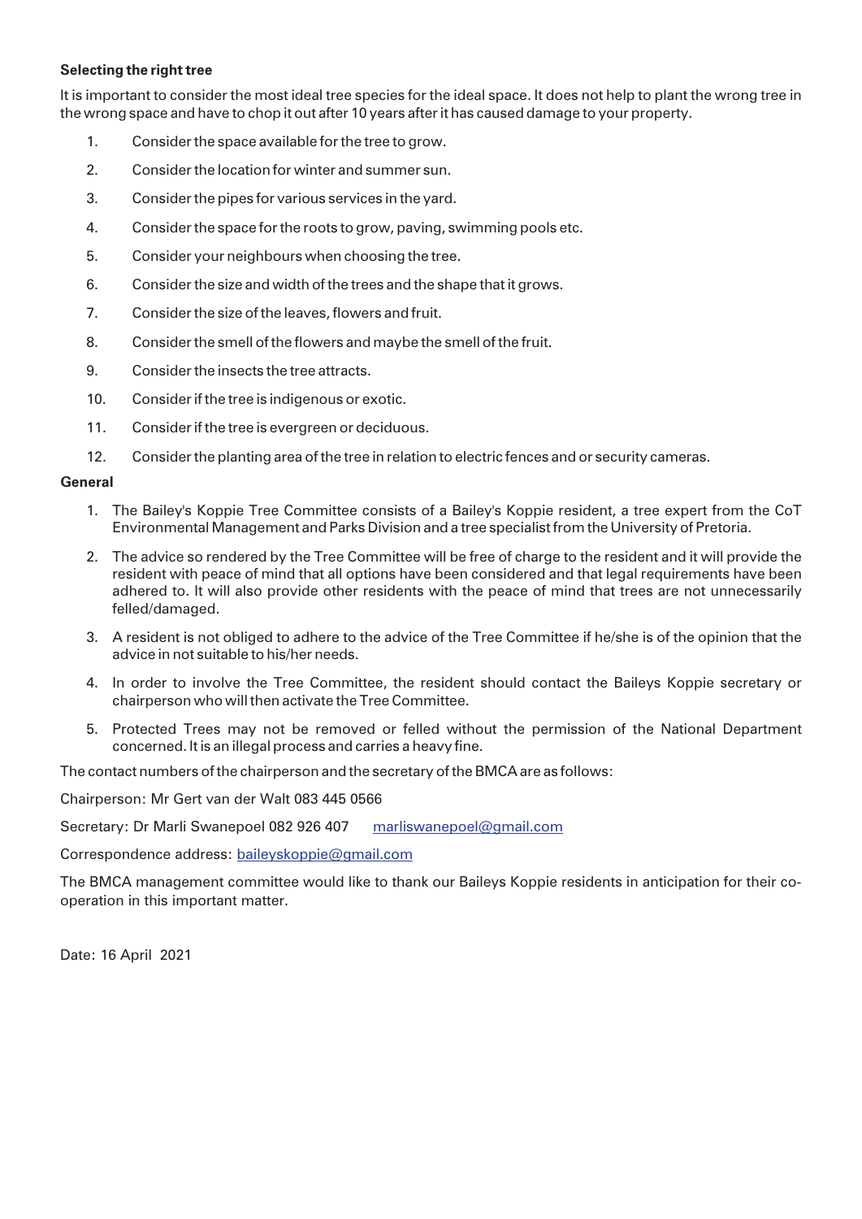**Selecting the right tree**

It is important to consider the most ideal tree species for the ideal space. It does not help to plant the wrong tree in the wrong space and have to chop it out after 10 years after it has caused damage to your property.

1. Consider the space available for the tree to grow.
2. Consider the location for winter and summer sun.
3. Consider the pipes for various services in the yard.
4. Consider the space for the roots to grow, paving, swimming pools etc.
5. Consider your neighbours when choosing the tree.
6. Consider the size and width of the trees and the shape that it grows.
7. Consider the size of the leaves, flowers and fruit.
8. Consider the smell of the flowers and maybe the smell of the fruit.
9. Consider the insects the tree attracts.
10. Consider if the tree is indigenous or exotic.
11. Consider if the tree is evergreen or deciduous.
12. Consider the planting area of the tree in relation to electric fences and or security cameras.

**General**

1. The Bailey's Koppie Tree Committee consists of a Bailey's Koppie resident, a tree expert from the CoT Environmental Management and Parks Division and a tree specialist from the University of Pretoria.
2. The advice so rendered by the Tree Committee will be free of charge to the resident and it will provide the resident with peace of mind that all options have been considered and that legal requirements have been adhered to. It will also provide other residents with the peace of mind that trees are not unnecessarily felled/damaged.
3. A resident is not obliged to adhere to the advice of the Tree Committee if he/she is of the opinion that the advice in not suitable to his/her needs.
4. In order to involve the Tree Committee, the resident should contact the Baileys Koppie secretary or chairperson who will then activate the Tree Committee.
5. Protected Trees may not be removed or felled without the permission of the National Department concerned. It is an illegal process and carries a heavy fine.

The contact numbers of the chairperson and the secretary of the BMCA are as follows:

Chairperson: Mr Gert van der Walt 083 445 0566

Secretary: Dr Marli Swanepoel 082 926 407 marliswanepoel@gmail.com

Correspondence address: baileyskoppie@gmail.com

The BMCA management committee would like to thank our Baileys Koppie residents in anticipation for their co-operation in this important matter.

Date: 16 April 2021